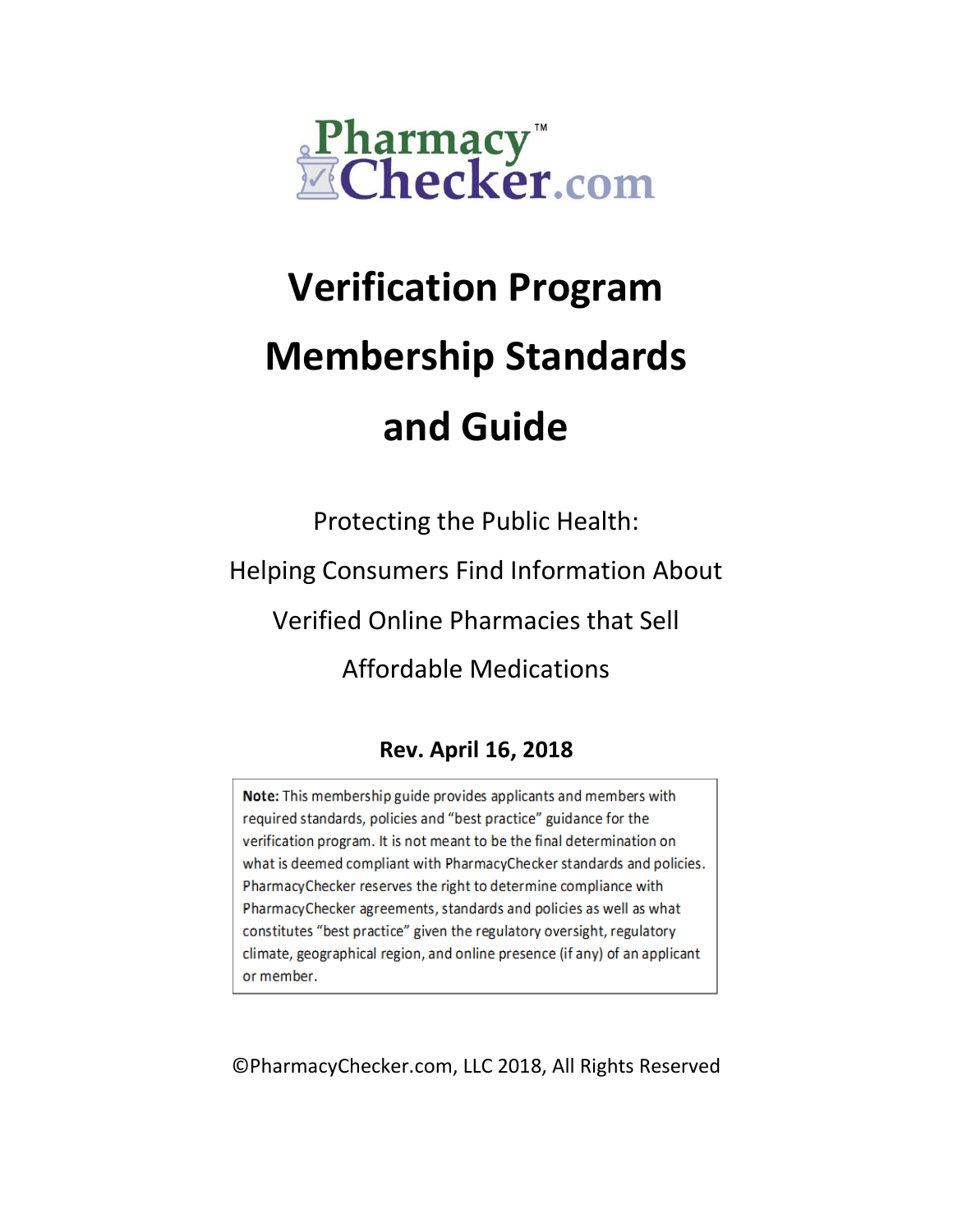PharmacyChecker.com™

# Verification Program Membership Standards and Guide

Protecting the Public Health:

Helping Consumers Find Information About

Verified Online Pharmacies that Sell

Affordable Medications

**Rev. April 16, 2018**

**Note:** This membership guide provides applicants and members with required standards, policies and "best practice" guidance for the verification program. It is not meant to be the final determination on what is deemed compliant with PharmacyChecker standards and policies. PharmacyChecker reserves the right to determine compliance with PharmacyChecker agreements, standards and policies as well as what constitutes "best practice" given the regulatory oversight, regulatory climate, geographical region, and online presence (if any) of an applicant or member.

©PharmacyChecker.com, LLC 2018, All Rights Reserved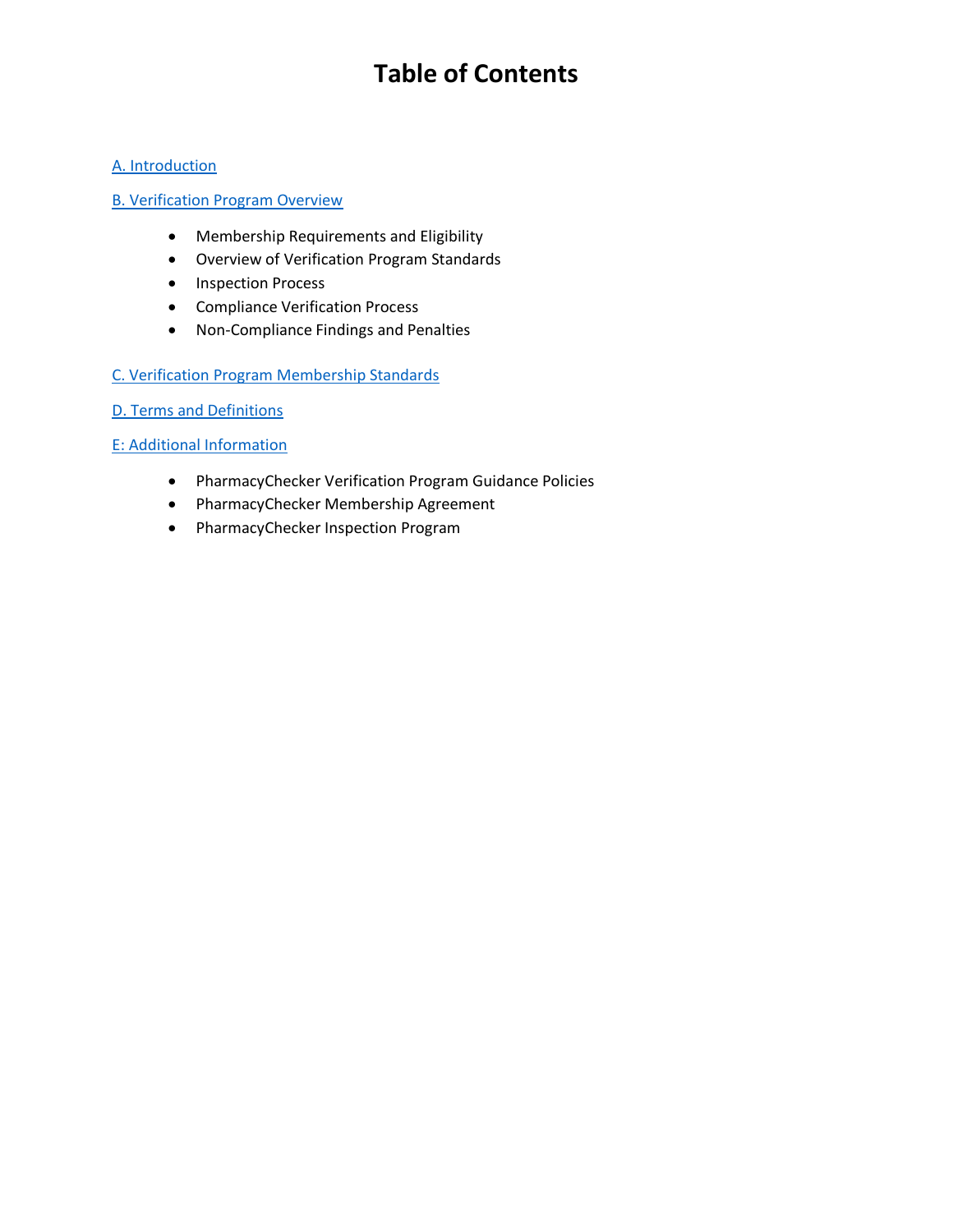# Table of Contents

A. Introduction

B. Verification Program Overview

- Membership Requirements and Eligibility
- Overview of Verification Program Standards
- Inspection Process
- Compliance Verification Process
- Non-Compliance Findings and Penalties

C. Verification Program Membership Standards

D. Terms and Definitions

E: Additional Information

- PharmacyChecker Verification Program Guidance Policies
- PharmacyChecker Membership Agreement
- PharmacyChecker Inspection Program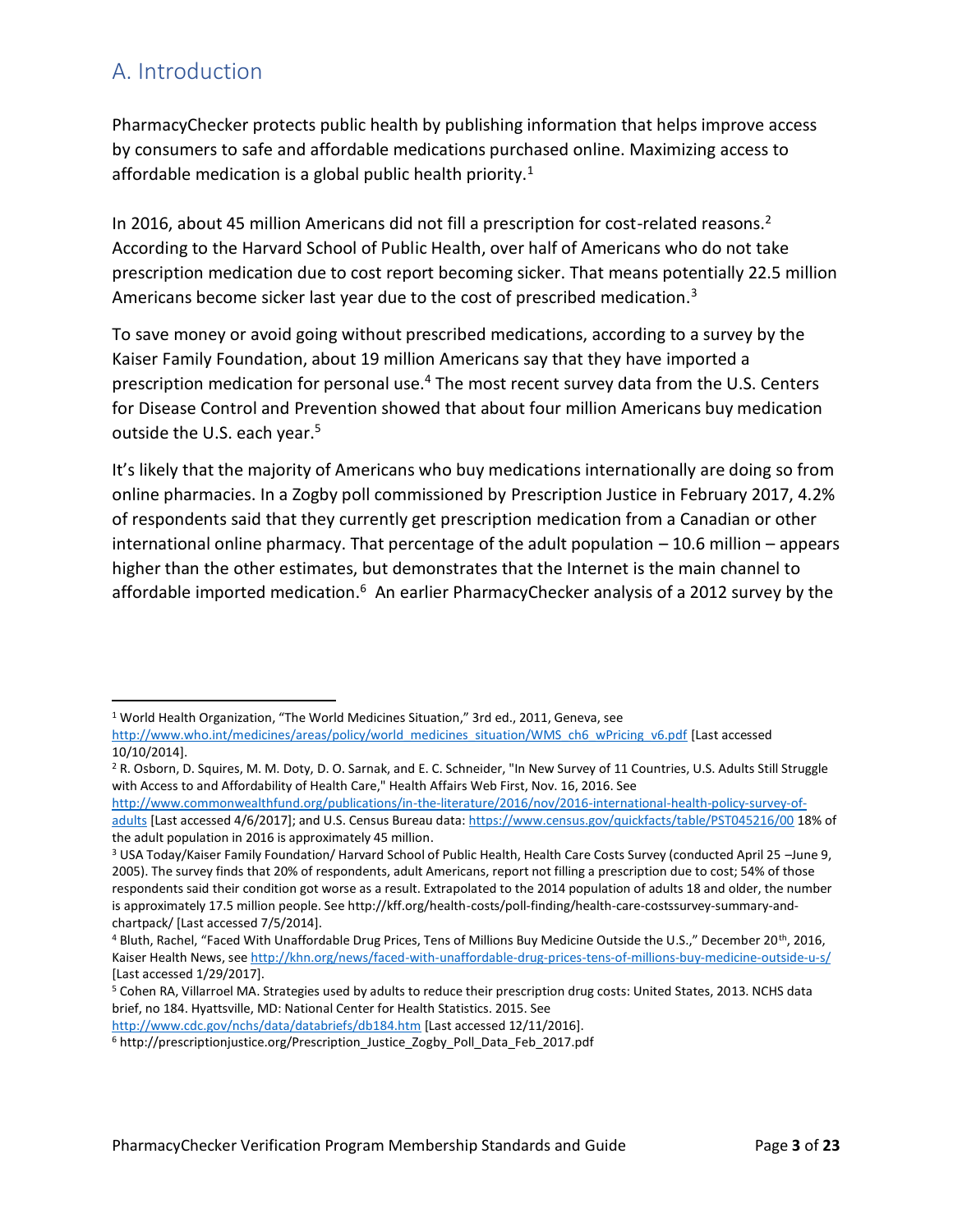## A. Introduction

PharmacyChecker protects public health by publishing information that helps improve access by consumers to safe and affordable medications purchased online. Maximizing access to affordable medication is a global public health priority.[1]

In 2016, about 45 million Americans did not fill a prescription for cost-related reasons.[2] According to the Harvard School of Public Health, over half of Americans who do not take prescription medication due to cost report becoming sicker. That means potentially 22.5 million Americans become sicker last year due to the cost of prescribed medication.[3]

To save money or avoid going without prescribed medications, according to a survey by the Kaiser Family Foundation, about 19 million Americans say that they have imported a prescription medication for personal use.[4] The most recent survey data from the U.S. Centers for Disease Control and Prevention showed that about four million Americans buy medication outside the U.S. each year.[5]

It's likely that the majority of Americans who buy medications internationally are doing so from online pharmacies. In a Zogby poll commissioned by Prescription Justice in February 2017, 4.2% of respondents said that they currently get prescription medication from a Canadian or other international online pharmacy. That percentage of the adult population – 10.6 million – appears higher than the other estimates, but demonstrates that the Internet is the main channel to affordable imported medication.[6] An earlier PharmacyChecker analysis of a 2012 survey by the

---

[1] World Health Organization, "The World Medicines Situation," 3rd ed., 2011, Geneva, see http://www.who.int/medicines/areas/policy/world_medicines_situation/WMS_ch6_wPricing_v6.pdf [Last accessed 10/10/2014].

[2] R. Osborn, D. Squires, M. M. Doty, D. O. Sarnak, and E. C. Schneider, "In New Survey of 11 Countries, U.S. Adults Still Struggle with Access to and Affordability of Health Care," Health Affairs Web First, Nov. 16, 2016. See http://www.commonwealthfund.org/publications/in-the-literature/2016/nov/2016-international-health-policy-survey-of-adults [Last accessed 4/6/2017]; and U.S. Census Bureau data: https://www.census.gov/quickfacts/table/PST045216/00 18% of the adult population in 2016 is approximately 45 million.

[3] USA Today/Kaiser Family Foundation/ Harvard School of Public Health, Health Care Costs Survey (conducted April 25 –June 9, 2005). The survey finds that 20% of respondents, adult Americans, report not filling a prescription due to cost; 54% of those respondents said their condition got worse as a result. Extrapolated to the 2014 population of adults 18 and older, the number is approximately 17.5 million people. See http://kff.org/health-costs/poll-finding/health-care-costssurvey-summary-and-chartpack/ [Last accessed 7/5/2014].

[4] Bluth, Rachel, "Faced With Unaffordable Drug Prices, Tens of Millions Buy Medicine Outside the U.S.," December 20th, 2016, Kaiser Health News, see http://khn.org/news/faced-with-unaffordable-drug-prices-tens-of-millions-buy-medicine-outside-u-s/ [Last accessed 1/29/2017].

[5] Cohen RA, Villarroel MA. Strategies used by adults to reduce their prescription drug costs: United States, 2013. NCHS data brief, no 184. Hyattsville, MD: National Center for Health Statistics. 2015. See http://www.cdc.gov/nchs/data/databriefs/db184.htm [Last accessed 12/11/2016].

[6] http://prescriptionjustice.org/Prescription_Justice_Zogby_Poll_Data_Feb_2017.pdf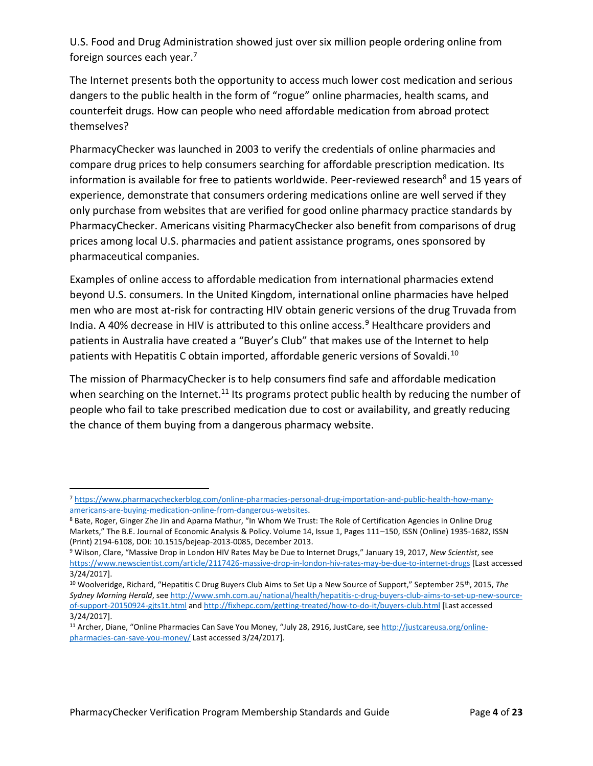U.S. Food and Drug Administration showed just over six million people ordering online from foreign sources each year.[7]

The Internet presents both the opportunity to access much lower cost medication and serious dangers to the public health in the form of "rogue" online pharmacies, health scams, and counterfeit drugs. How can people who need affordable medication from abroad protect themselves?

PharmacyChecker was launched in 2003 to verify the credentials of online pharmacies and compare drug prices to help consumers searching for affordable prescription medication. Its information is available for free to patients worldwide. Peer-reviewed research[8] and 15 years of experience, demonstrate that consumers ordering medications online are well served if they only purchase from websites that are verified for good online pharmacy practice standards by PharmacyChecker. Americans visiting PharmacyChecker also benefit from comparisons of drug prices among local U.S. pharmacies and patient assistance programs, ones sponsored by pharmaceutical companies.

Examples of online access to affordable medication from international pharmacies extend beyond U.S. consumers. In the United Kingdom, international online pharmacies have helped men who are most at-risk for contracting HIV obtain generic versions of the drug Truvada from India. A 40% decrease in HIV is attributed to this online access.[9] Healthcare providers and patients in Australia have created a "Buyer's Club" that makes use of the Internet to help patients with Hepatitis C obtain imported, affordable generic versions of Sovaldi.[10]

The mission of PharmacyChecker is to help consumers find safe and affordable medication when searching on the Internet.[11] Its programs protect public health by reducing the number of people who fail to take prescribed medication due to cost or availability, and greatly reducing the chance of them buying from a dangerous pharmacy website.

---

[7] https://www.pharmacycheckerblog.com/online-pharmacies-personal-drug-importation-and-public-health-how-many-americans-are-buying-medication-online-from-dangerous-websites.

[8] Bate, Roger, Ginger Zhe Jin and Aparna Mathur, "In Whom We Trust: The Role of Certification Agencies in Online Drug Markets," The B.E. Journal of Economic Analysis & Policy. Volume 14, Issue 1, Pages 111–150, ISSN (Online) 1935-1682, ISSN (Print) 2194-6108, DOI: 10.1515/bejeap-2013-0085, December 2013.

[9] Wilson, Clare, "Massive Drop in London HIV Rates May be Due to Internet Drugs," January 19, 2017, *New Scientist*, see https://www.newscientist.com/article/2117426-massive-drop-in-london-hiv-rates-may-be-due-to-internet-drugs [Last accessed 3/24/2017].

[10] Woolveridge, Richard, "Hepatitis C Drug Buyers Club Aims to Set Up a New Source of Support," September 25th, 2015, *The Sydney Morning Herald*, see http://www.smh.com.au/national/health/hepatitis-c-drug-buyers-club-aims-to-set-up-new-source-of-support-20150924-gjts1t.html and http://fixhepc.com/getting-treated/how-to-do-it/buyers-club.html [Last accessed 3/24/2017].

[11] Archer, Diane, "Online Pharmacies Can Save You Money, "July 28, 2916, JustCare, see http://justcareusa.org/online-pharmacies-can-save-you-money/ Last accessed 3/24/2017].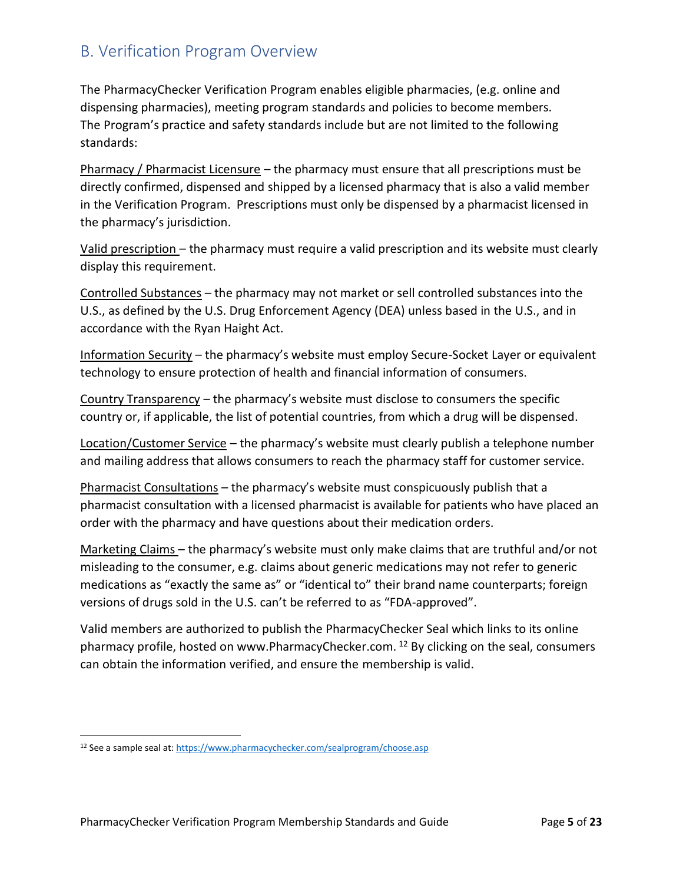## B. Verification Program Overview

The PharmacyChecker Verification Program enables eligible pharmacies, (e.g. online and dispensing pharmacies), meeting program standards and policies to become members. The Program's practice and safety standards include but are not limited to the following standards:

Pharmacy / Pharmacist Licensure – the pharmacy must ensure that all prescriptions must be directly confirmed, dispensed and shipped by a licensed pharmacy that is also a valid member in the Verification Program. Prescriptions must only be dispensed by a pharmacist licensed in the pharmacy's jurisdiction.

Valid prescription – the pharmacy must require a valid prescription and its website must clearly display this requirement.

Controlled Substances – the pharmacy may not market or sell controlled substances into the U.S., as defined by the U.S. Drug Enforcement Agency (DEA) unless based in the U.S., and in accordance with the Ryan Haight Act.

Information Security – the pharmacy's website must employ Secure-Socket Layer or equivalent technology to ensure protection of health and financial information of consumers.

Country Transparency – the pharmacy's website must disclose to consumers the specific country or, if applicable, the list of potential countries, from which a drug will be dispensed.

Location/Customer Service – the pharmacy's website must clearly publish a telephone number and mailing address that allows consumers to reach the pharmacy staff for customer service.

Pharmacist Consultations – the pharmacy's website must conspicuously publish that a pharmacist consultation with a licensed pharmacist is available for patients who have placed an order with the pharmacy and have questions about their medication orders.

Marketing Claims – the pharmacy's website must only make claims that are truthful and/or not misleading to the consumer, e.g. claims about generic medications may not refer to generic medications as "exactly the same as" or "identical to" their brand name counterparts; foreign versions of drugs sold in the U.S. can't be referred to as "FDA-approved".

Valid members are authorized to publish the PharmacyChecker Seal which links to its online pharmacy profile, hosted on www.PharmacyChecker.com. [12] By clicking on the seal, consumers can obtain the information verified, and ensure the membership is valid.

[12] See a sample seal at: https://www.pharmacychecker.com/sealprogram/choose.asp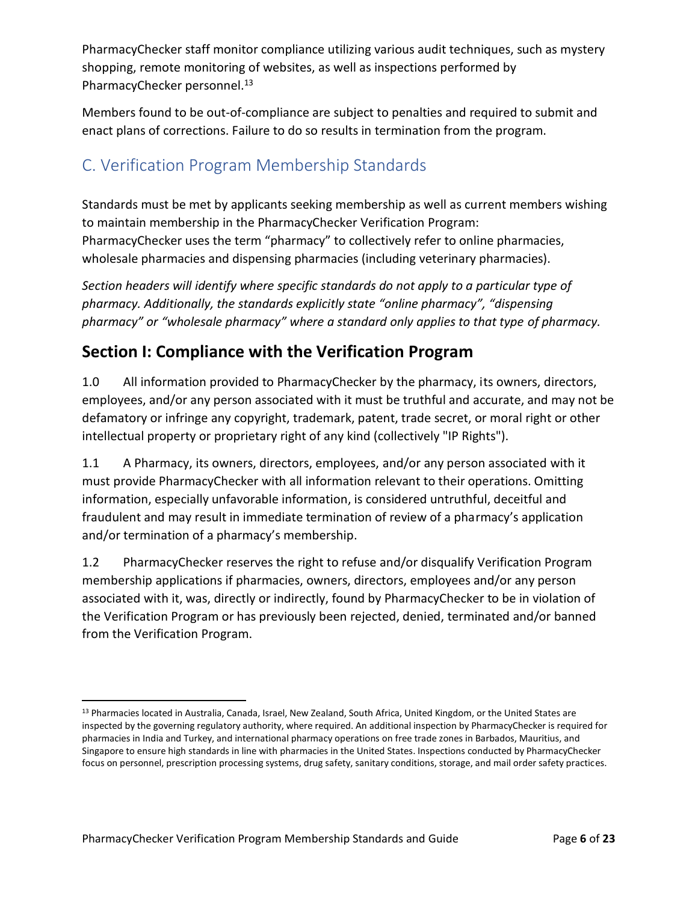PharmacyChecker staff monitor compliance utilizing various audit techniques, such as mystery shopping, remote monitoring of websites, as well as inspections performed by PharmacyChecker personnel.[13]

Members found to be out-of-compliance are subject to penalties and required to submit and enact plans of corrections. Failure to do so results in termination from the program.

## C. Verification Program Membership Standards

Standards must be met by applicants seeking membership as well as current members wishing to maintain membership in the PharmacyChecker Verification Program: PharmacyChecker uses the term "pharmacy" to collectively refer to online pharmacies, wholesale pharmacies and dispensing pharmacies (including veterinary pharmacies).

*Section headers will identify where specific standards do not apply to a particular type of pharmacy. Additionally, the standards explicitly state "online pharmacy", "dispensing pharmacy" or "wholesale pharmacy" where a standard only applies to that type of pharmacy.*

## Section I: Compliance with the Verification Program

1.0 All information provided to PharmacyChecker by the pharmacy, its owners, directors, employees, and/or any person associated with it must be truthful and accurate, and may not be defamatory or infringe any copyright, trademark, patent, trade secret, or moral right or other intellectual property or proprietary right of any kind (collectively "IP Rights").

1.1 A Pharmacy, its owners, directors, employees, and/or any person associated with it must provide PharmacyChecker with all information relevant to their operations. Omitting information, especially unfavorable information, is considered untruthful, deceitful and fraudulent and may result in immediate termination of review of a pharmacy's application and/or termination of a pharmacy's membership.

1.2 PharmacyChecker reserves the right to refuse and/or disqualify Verification Program membership applications if pharmacies, owners, directors, employees and/or any person associated with it, was, directly or indirectly, found by PharmacyChecker to be in violation of the Verification Program or has previously been rejected, denied, terminated and/or banned from the Verification Program.

---

[13] Pharmacies located in Australia, Canada, Israel, New Zealand, South Africa, United Kingdom, or the United States are inspected by the governing regulatory authority, where required. An additional inspection by PharmacyChecker is required for pharmacies in India and Turkey, and international pharmacy operations on free trade zones in Barbados, Mauritius, and Singapore to ensure high standards in line with pharmacies in the United States. Inspections conducted by PharmacyChecker focus on personnel, prescription processing systems, drug safety, sanitary conditions, storage, and mail order safety practices.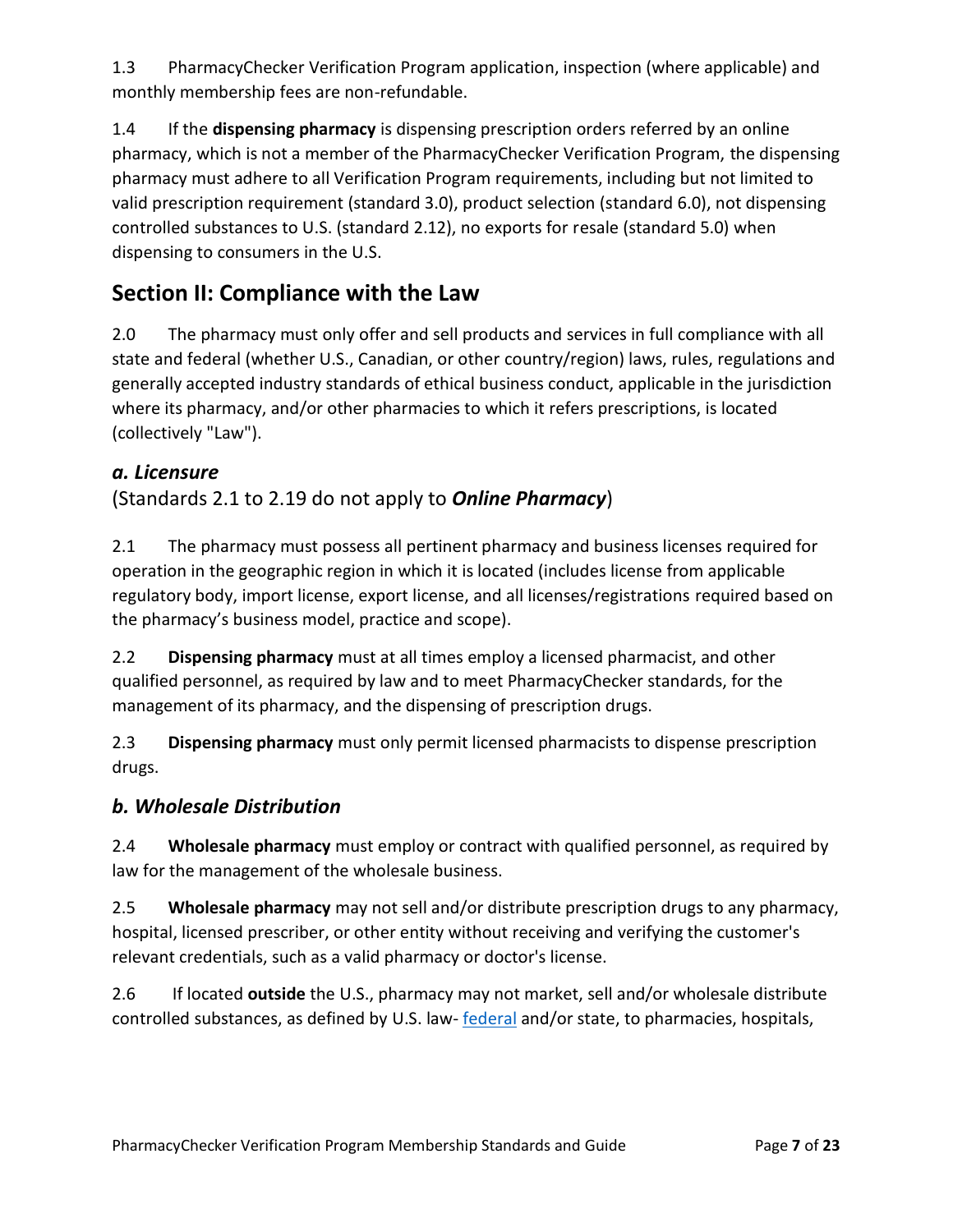1.3 PharmacyChecker Verification Program application, inspection (where applicable) and monthly membership fees are non-refundable.

1.4 If the **dispensing pharmacy** is dispensing prescription orders referred by an online pharmacy, which is not a member of the PharmacyChecker Verification Program, the dispensing pharmacy must adhere to all Verification Program requirements, including but not limited to valid prescription requirement (standard 3.0), product selection (standard 6.0), not dispensing controlled substances to U.S. (standard 2.12), no exports for resale (standard 5.0) when dispensing to consumers in the U.S.

## Section II: Compliance with the Law

2.0 The pharmacy must only offer and sell products and services in full compliance with all state and federal (whether U.S., Canadian, or other country/region) laws, rules, regulations and generally accepted industry standards of ethical business conduct, applicable in the jurisdiction where its pharmacy, and/or other pharmacies to which it refers prescriptions, is located (collectively "Law").

### *a. Licensure*

(Standards 2.1 to 2.19 do not apply to ***Online Pharmacy***)

2.1 The pharmacy must possess all pertinent pharmacy and business licenses required for operation in the geographic region in which it is located (includes license from applicable regulatory body, import license, export license, and all licenses/registrations required based on the pharmacy's business model, practice and scope).

2.2 **Dispensing pharmacy** must at all times employ a licensed pharmacist, and other qualified personnel, as required by law and to meet PharmacyChecker standards, for the management of its pharmacy, and the dispensing of prescription drugs.

2.3 **Dispensing pharmacy** must only permit licensed pharmacists to dispense prescription drugs.

### *b. Wholesale Distribution*

2.4 **Wholesale pharmacy** must employ or contract with qualified personnel, as required by law for the management of the wholesale business.

2.5 **Wholesale pharmacy** may not sell and/or distribute prescription drugs to any pharmacy, hospital, licensed prescriber, or other entity without receiving and verifying the customer's relevant credentials, such as a valid pharmacy or doctor's license.

2.6 If located **outside** the U.S., pharmacy may not market, sell and/or wholesale distribute controlled substances, as defined by U.S. law- federal and/or state, to pharmacies, hospitals,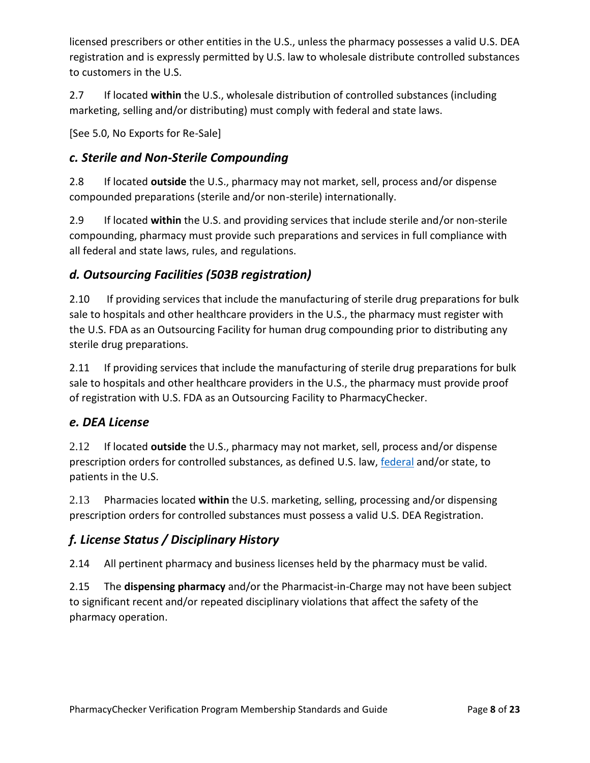licensed prescribers or other entities in the U.S., unless the pharmacy possesses a valid U.S. DEA registration and is expressly permitted by U.S. law to wholesale distribute controlled substances to customers in the U.S.

2.7 If located **within** the U.S., wholesale distribution of controlled substances (including marketing, selling and/or distributing) must comply with federal and state laws.

[See 5.0, No Exports for Re-Sale]

### *c. Sterile and Non-Sterile Compounding*

2.8 If located **outside** the U.S., pharmacy may not market, sell, process and/or dispense compounded preparations (sterile and/or non-sterile) internationally.

2.9 If located **within** the U.S. and providing services that include sterile and/or non-sterile compounding, pharmacy must provide such preparations and services in full compliance with all federal and state laws, rules, and regulations.

### *d. Outsourcing Facilities (503B registration)*

2.10 If providing services that include the manufacturing of sterile drug preparations for bulk sale to hospitals and other healthcare providers in the U.S., the pharmacy must register with the U.S. FDA as an Outsourcing Facility for human drug compounding prior to distributing any sterile drug preparations.

2.11 If providing services that include the manufacturing of sterile drug preparations for bulk sale to hospitals and other healthcare providers in the U.S., the pharmacy must provide proof of registration with U.S. FDA as an Outsourcing Facility to PharmacyChecker.

### *e. DEA License*

2.12 If located **outside** the U.S., pharmacy may not market, sell, process and/or dispense prescription orders for controlled substances, as defined U.S. law, federal and/or state, to patients in the U.S.

2.13 Pharmacies located **within** the U.S. marketing, selling, processing and/or dispensing prescription orders for controlled substances must possess a valid U.S. DEA Registration.

### *f. License Status / Disciplinary History*

2.14 All pertinent pharmacy and business licenses held by the pharmacy must be valid.

2.15 The **dispensing pharmacy** and/or the Pharmacist-in-Charge may not have been subject to significant recent and/or repeated disciplinary violations that affect the safety of the pharmacy operation.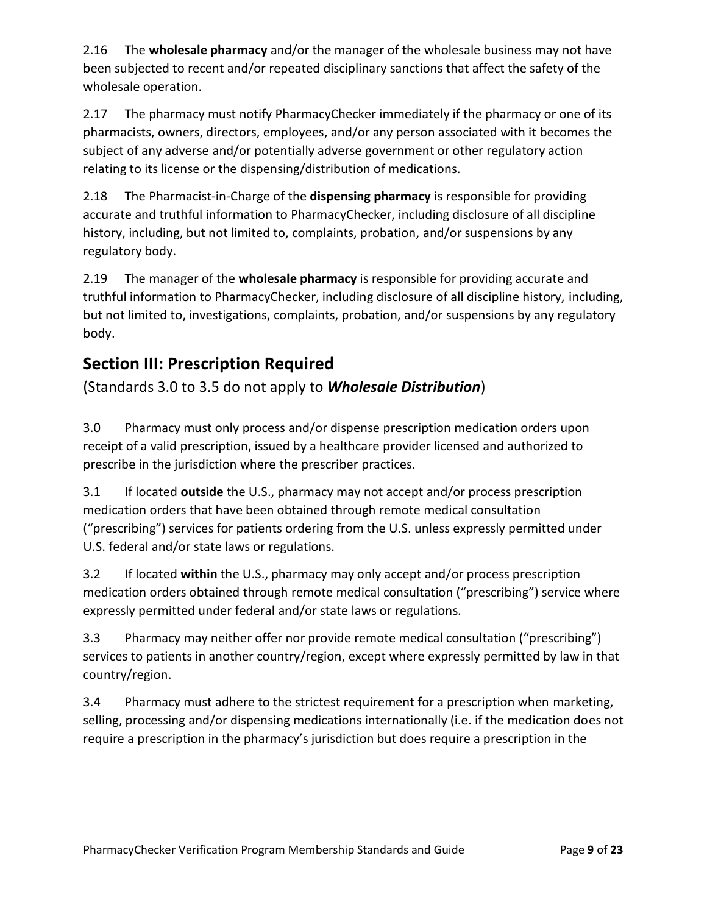2.16 The **wholesale pharmacy** and/or the manager of the wholesale business may not have been subjected to recent and/or repeated disciplinary sanctions that affect the safety of the wholesale operation.

2.17 The pharmacy must notify PharmacyChecker immediately if the pharmacy or one of its pharmacists, owners, directors, employees, and/or any person associated with it becomes the subject of any adverse and/or potentially adverse government or other regulatory action relating to its license or the dispensing/distribution of medications.

2.18 The Pharmacist-in-Charge of the **dispensing pharmacy** is responsible for providing accurate and truthful information to PharmacyChecker, including disclosure of all discipline history, including, but not limited to, complaints, probation, and/or suspensions by any regulatory body.

2.19 The manager of the **wholesale pharmacy** is responsible for providing accurate and truthful information to PharmacyChecker, including disclosure of all discipline history, including, but not limited to, investigations, complaints, probation, and/or suspensions by any regulatory body.

## Section III: Prescription Required

(Standards 3.0 to 3.5 do not apply to ***Wholesale Distribution***)

3.0 Pharmacy must only process and/or dispense prescription medication orders upon receipt of a valid prescription, issued by a healthcare provider licensed and authorized to prescribe in the jurisdiction where the prescriber practices.

3.1 If located **outside** the U.S., pharmacy may not accept and/or process prescription medication orders that have been obtained through remote medical consultation ("prescribing") services for patients ordering from the U.S. unless expressly permitted under U.S. federal and/or state laws or regulations.

3.2 If located **within** the U.S., pharmacy may only accept and/or process prescription medication orders obtained through remote medical consultation ("prescribing") service where expressly permitted under federal and/or state laws or regulations.

3.3 Pharmacy may neither offer nor provide remote medical consultation ("prescribing") services to patients in another country/region, except where expressly permitted by law in that country/region.

3.4 Pharmacy must adhere to the strictest requirement for a prescription when marketing, selling, processing and/or dispensing medications internationally (i.e. if the medication does not require a prescription in the pharmacy's jurisdiction but does require a prescription in the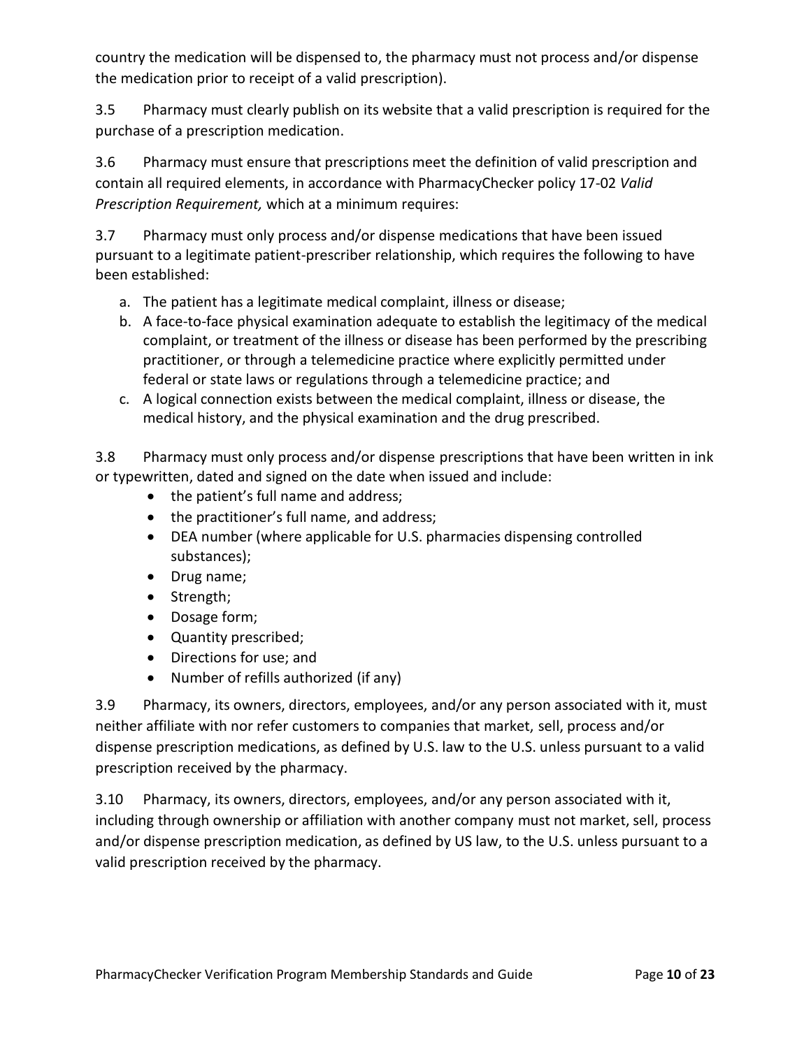country the medication will be dispensed to, the pharmacy must not process and/or dispense the medication prior to receipt of a valid prescription).

3.5 Pharmacy must clearly publish on its website that a valid prescription is required for the purchase of a prescription medication.

3.6 Pharmacy must ensure that prescriptions meet the definition of valid prescription and contain all required elements, in accordance with PharmacyChecker policy 17-02 *Valid Prescription Requirement,* which at a minimum requires:

3.7 Pharmacy must only process and/or dispense medications that have been issued pursuant to a legitimate patient-prescriber relationship, which requires the following to have been established:

a. The patient has a legitimate medical complaint, illness or disease;
b. A face-to-face physical examination adequate to establish the legitimacy of the medical complaint, or treatment of the illness or disease has been performed by the prescribing practitioner, or through a telemedicine practice where explicitly permitted under federal or state laws or regulations through a telemedicine practice; and
c. A logical connection exists between the medical complaint, illness or disease, the medical history, and the physical examination and the drug prescribed.

3.8 Pharmacy must only process and/or dispense prescriptions that have been written in ink or typewritten, dated and signed on the date when issued and include:

- the patient's full name and address;
- the practitioner's full name, and address;
- DEA number (where applicable for U.S. pharmacies dispensing controlled substances);
- Drug name;
- Strength;
- Dosage form;
- Quantity prescribed;
- Directions for use; and
- Number of refills authorized (if any)

3.9 Pharmacy, its owners, directors, employees, and/or any person associated with it, must neither affiliate with nor refer customers to companies that market, sell, process and/or dispense prescription medications, as defined by U.S. law to the U.S. unless pursuant to a valid prescription received by the pharmacy.

3.10 Pharmacy, its owners, directors, employees, and/or any person associated with it, including through ownership or affiliation with another company must not market, sell, process and/or dispense prescription medication, as defined by US law, to the U.S. unless pursuant to a valid prescription received by the pharmacy.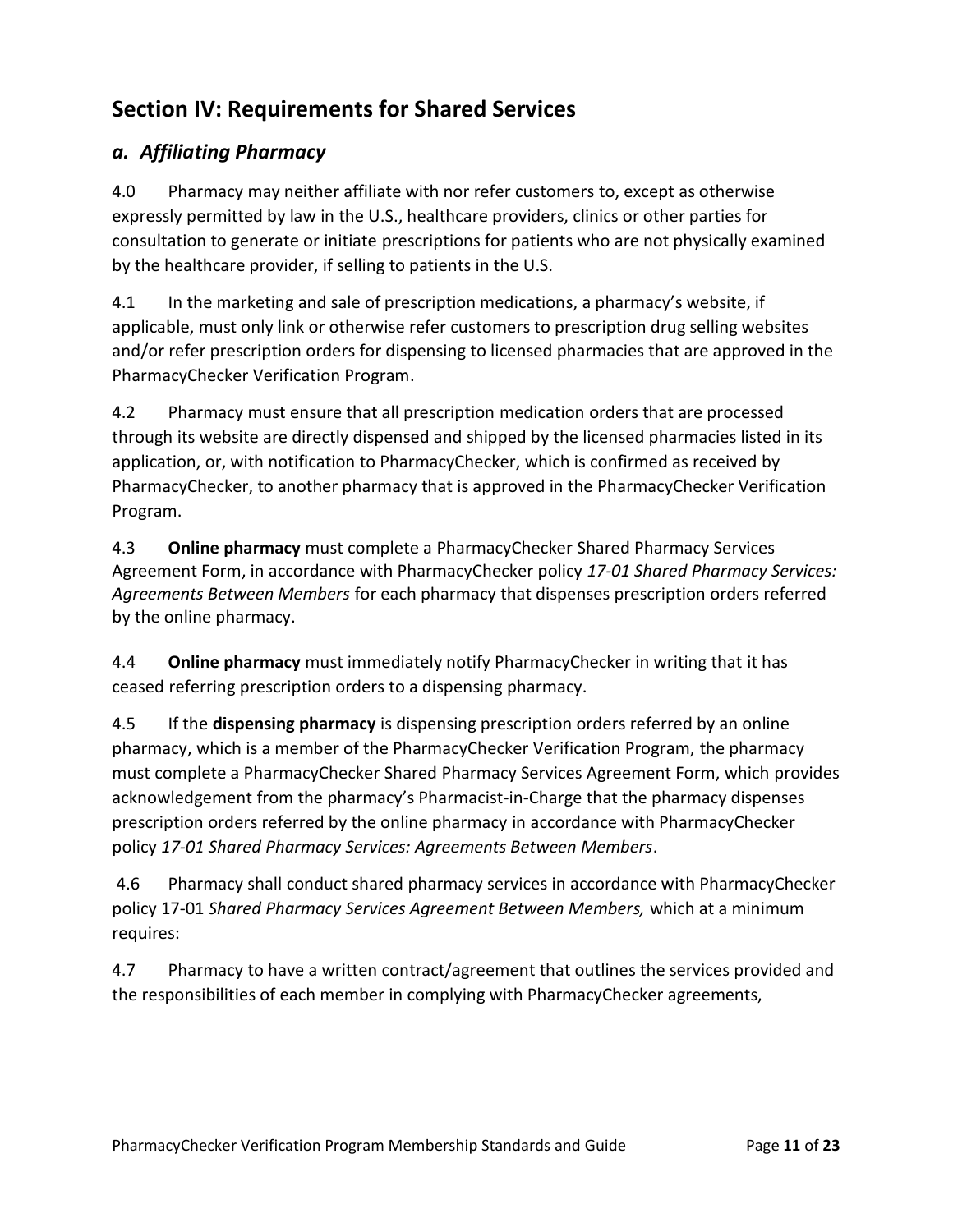## Section IV: Requirements for Shared Services

### *a. Affiliating Pharmacy*

4.0 Pharmacy may neither affiliate with nor refer customers to, except as otherwise expressly permitted by law in the U.S., healthcare providers, clinics or other parties for consultation to generate or initiate prescriptions for patients who are not physically examined by the healthcare provider, if selling to patients in the U.S.

4.1 In the marketing and sale of prescription medications, a pharmacy's website, if applicable, must only link or otherwise refer customers to prescription drug selling websites and/or refer prescription orders for dispensing to licensed pharmacies that are approved in the PharmacyChecker Verification Program.

4.2 Pharmacy must ensure that all prescription medication orders that are processed through its website are directly dispensed and shipped by the licensed pharmacies listed in its application, or, with notification to PharmacyChecker, which is confirmed as received by PharmacyChecker, to another pharmacy that is approved in the PharmacyChecker Verification Program.

4.3 **Online pharmacy** must complete a PharmacyChecker Shared Pharmacy Services Agreement Form, in accordance with PharmacyChecker policy *17-01 Shared Pharmacy Services: Agreements Between Members* for each pharmacy that dispenses prescription orders referred by the online pharmacy.

4.4 **Online pharmacy** must immediately notify PharmacyChecker in writing that it has ceased referring prescription orders to a dispensing pharmacy.

4.5 If the **dispensing pharmacy** is dispensing prescription orders referred by an online pharmacy, which is a member of the PharmacyChecker Verification Program, the pharmacy must complete a PharmacyChecker Shared Pharmacy Services Agreement Form, which provides acknowledgement from the pharmacy's Pharmacist-in-Charge that the pharmacy dispenses prescription orders referred by the online pharmacy in accordance with PharmacyChecker policy *17-01 Shared Pharmacy Services: Agreements Between Members*.

4.6 Pharmacy shall conduct shared pharmacy services in accordance with PharmacyChecker policy 17-01 *Shared Pharmacy Services Agreement Between Members,* which at a minimum requires:

4.7 Pharmacy to have a written contract/agreement that outlines the services provided and the responsibilities of each member in complying with PharmacyChecker agreements,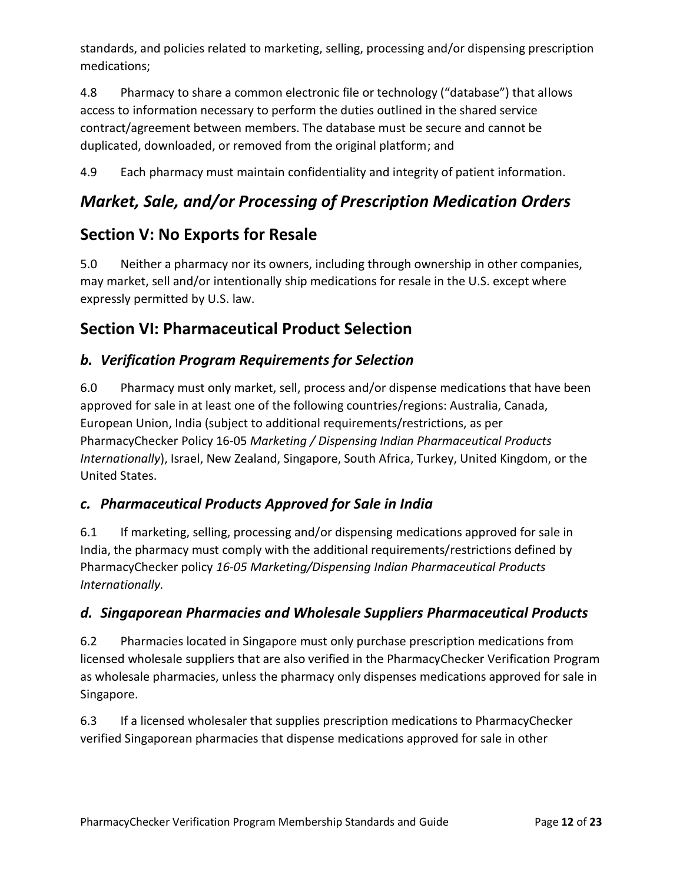standards, and policies related to marketing, selling, processing and/or dispensing prescription medications;

4.8 Pharmacy to share a common electronic file or technology ("database") that allows access to information necessary to perform the duties outlined in the shared service contract/agreement between members. The database must be secure and cannot be duplicated, downloaded, or removed from the original platform; and

4.9 Each pharmacy must maintain confidentiality and integrity of patient information.

## *Market, Sale, and/or Processing of Prescription Medication Orders*

## Section V: No Exports for Resale

5.0 Neither a pharmacy nor its owners, including through ownership in other companies, may market, sell and/or intentionally ship medications for resale in the U.S. except where expressly permitted by U.S. law.

## Section VI: Pharmaceutical Product Selection

### *b. Verification Program Requirements for Selection*

6.0 Pharmacy must only market, sell, process and/or dispense medications that have been approved for sale in at least one of the following countries/regions: Australia, Canada, European Union, India (subject to additional requirements/restrictions, as per PharmacyChecker Policy 16-05 *Marketing / Dispensing Indian Pharmaceutical Products Internationally*), Israel, New Zealand, Singapore, South Africa, Turkey, United Kingdom, or the United States.

### *c. Pharmaceutical Products Approved for Sale in India*

6.1 If marketing, selling, processing and/or dispensing medications approved for sale in India, the pharmacy must comply with the additional requirements/restrictions defined by PharmacyChecker policy *16-05 Marketing/Dispensing Indian Pharmaceutical Products Internationally.*

### *d. Singaporean Pharmacies and Wholesale Suppliers Pharmaceutical Products*

6.2 Pharmacies located in Singapore must only purchase prescription medications from licensed wholesale suppliers that are also verified in the PharmacyChecker Verification Program as wholesale pharmacies, unless the pharmacy only dispenses medications approved for sale in Singapore.

6.3 If a licensed wholesaler that supplies prescription medications to PharmacyChecker verified Singaporean pharmacies that dispense medications approved for sale in other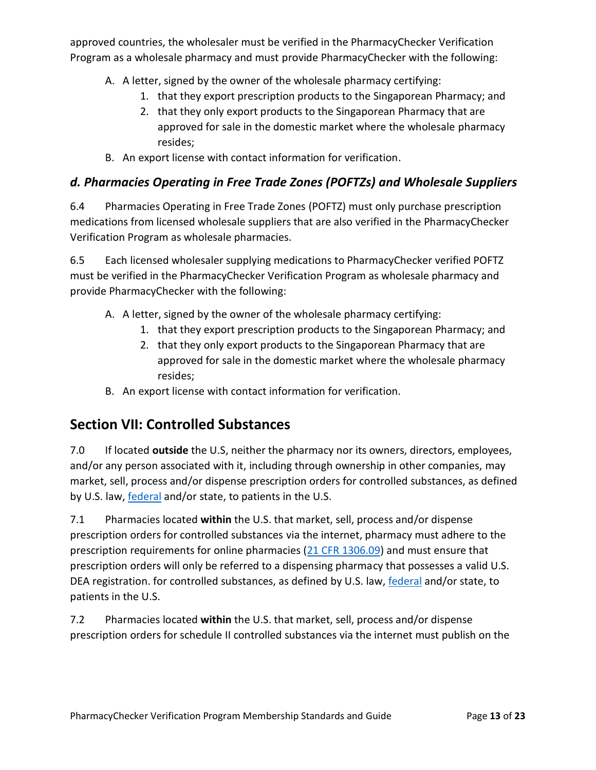approved countries, the wholesaler must be verified in the PharmacyChecker Verification Program as a wholesale pharmacy and must provide PharmacyChecker with the following:

A. A letter, signed by the owner of the wholesale pharmacy certifying:
    1. that they export prescription products to the Singaporean Pharmacy; and
    2. that they only export products to the Singaporean Pharmacy that are approved for sale in the domestic market where the wholesale pharmacy resides;
B. An export license with contact information for verification.

### *d. Pharmacies Operating in Free Trade Zones (POFTZs) and Wholesale Suppliers*

6.4 Pharmacies Operating in Free Trade Zones (POFTZ) must only purchase prescription medications from licensed wholesale suppliers that are also verified in the PharmacyChecker Verification Program as wholesale pharmacies.

6.5 Each licensed wholesaler supplying medications to PharmacyChecker verified POFTZ must be verified in the PharmacyChecker Verification Program as wholesale pharmacy and provide PharmacyChecker with the following:

A. A letter, signed by the owner of the wholesale pharmacy certifying:
    1. that they export prescription products to the Singaporean Pharmacy; and
    2. that they only export products to the Singaporean Pharmacy that are approved for sale in the domestic market where the wholesale pharmacy resides;
B. An export license with contact information for verification.

## Section VII: Controlled Substances

7.0 If located **outside** the U.S, neither the pharmacy nor its owners, directors, employees, and/or any person associated with it, including through ownership in other companies, may market, sell, process and/or dispense prescription orders for controlled substances, as defined by U.S. law, federal and/or state, to patients in the U.S.

7.1 Pharmacies located **within** the U.S. that market, sell, process and/or dispense prescription orders for controlled substances via the internet, pharmacy must adhere to the prescription requirements for online pharmacies (21 CFR 1306.09) and must ensure that prescription orders will only be referred to a dispensing pharmacy that possesses a valid U.S. DEA registration. for controlled substances, as defined by U.S. law, federal and/or state, to patients in the U.S.

7.2 Pharmacies located **within** the U.S. that market, sell, process and/or dispense prescription orders for schedule II controlled substances via the internet must publish on the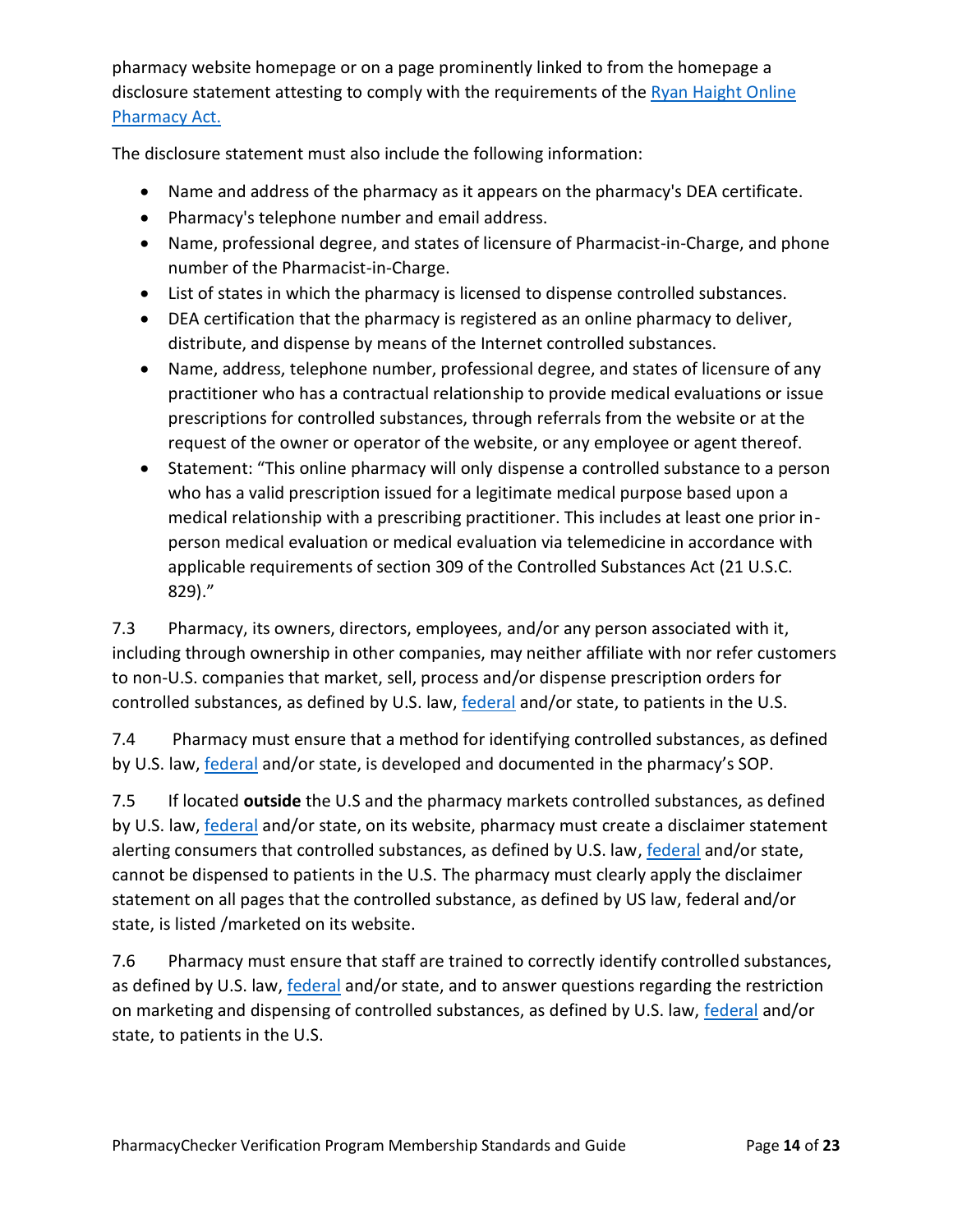pharmacy website homepage or on a page prominently linked to from the homepage a disclosure statement attesting to comply with the requirements of the [Ryan Haight Online Pharmacy Act.]()

The disclosure statement must also include the following information:

- Name and address of the pharmacy as it appears on the pharmacy's DEA certificate.
- Pharmacy's telephone number and email address.
- Name, professional degree, and states of licensure of Pharmacist-in-Charge, and phone number of the Pharmacist-in-Charge.
- List of states in which the pharmacy is licensed to dispense controlled substances.
- DEA certification that the pharmacy is registered as an online pharmacy to deliver, distribute, and dispense by means of the Internet controlled substances.
- Name, address, telephone number, professional degree, and states of licensure of any practitioner who has a contractual relationship to provide medical evaluations or issue prescriptions for controlled substances, through referrals from the website or at the request of the owner or operator of the website, or any employee or agent thereof.
- Statement: "This online pharmacy will only dispense a controlled substance to a person who has a valid prescription issued for a legitimate medical purpose based upon a medical relationship with a prescribing practitioner. This includes at least one prior in-person medical evaluation or medical evaluation via telemedicine in accordance with applicable requirements of section 309 of the Controlled Substances Act (21 U.S.C. 829)."

7.3 Pharmacy, its owners, directors, employees, and/or any person associated with it, including through ownership in other companies, may neither affiliate with nor refer customers to non-U.S. companies that market, sell, process and/or dispense prescription orders for controlled substances, as defined by U.S. law, [federal]() and/or state, to patients in the U.S.

7.4 Pharmacy must ensure that a method for identifying controlled substances, as defined by U.S. law, [federal]() and/or state, is developed and documented in the pharmacy's SOP.

7.5 If located **outside** the U.S and the pharmacy markets controlled substances, as defined by U.S. law, [federal]() and/or state, on its website, pharmacy must create a disclaimer statement alerting consumers that controlled substances, as defined by U.S. law, [federal]() and/or state, cannot be dispensed to patients in the U.S. The pharmacy must clearly apply the disclaimer statement on all pages that the controlled substance, as defined by US law, federal and/or state, is listed /marketed on its website.

7.6 Pharmacy must ensure that staff are trained to correctly identify controlled substances, as defined by U.S. law, [federal]() and/or state, and to answer questions regarding the restriction on marketing and dispensing of controlled substances, as defined by U.S. law, [federal]() and/or state, to patients in the U.S.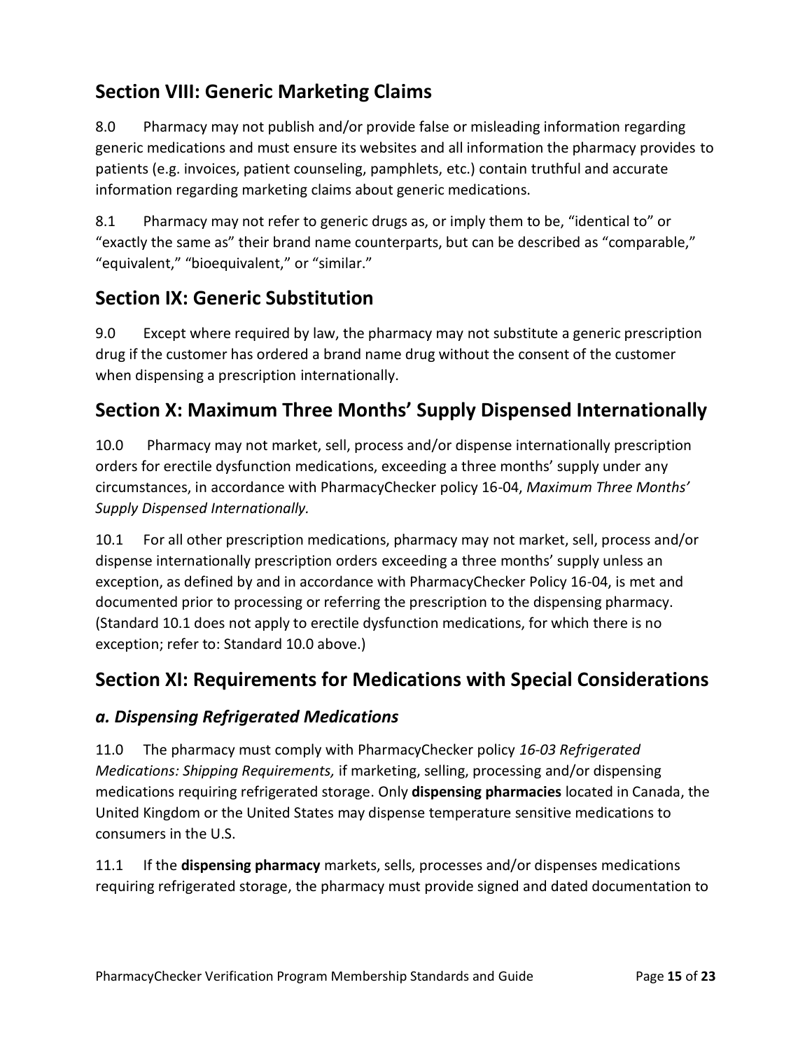## Section VIII: Generic Marketing Claims

8.0 Pharmacy may not publish and/or provide false or misleading information regarding generic medications and must ensure its websites and all information the pharmacy provides to patients (e.g. invoices, patient counseling, pamphlets, etc.) contain truthful and accurate information regarding marketing claims about generic medications.

8.1 Pharmacy may not refer to generic drugs as, or imply them to be, "identical to" or "exactly the same as" their brand name counterparts, but can be described as "comparable," "equivalent," "bioequivalent," or "similar."

## Section IX: Generic Substitution

9.0 Except where required by law, the pharmacy may not substitute a generic prescription drug if the customer has ordered a brand name drug without the consent of the customer when dispensing a prescription internationally.

## Section X: Maximum Three Months' Supply Dispensed Internationally

10.0 Pharmacy may not market, sell, process and/or dispense internationally prescription orders for erectile dysfunction medications, exceeding a three months' supply under any circumstances, in accordance with PharmacyChecker policy 16-04, *Maximum Three Months' Supply Dispensed Internationally.*

10.1 For all other prescription medications, pharmacy may not market, sell, process and/or dispense internationally prescription orders exceeding a three months' supply unless an exception, as defined by and in accordance with PharmacyChecker Policy 16-04, is met and documented prior to processing or referring the prescription to the dispensing pharmacy. (Standard 10.1 does not apply to erectile dysfunction medications, for which there is no exception; refer to: Standard 10.0 above.)

## Section XI: Requirements for Medications with Special Considerations

### *a. Dispensing Refrigerated Medications*

11.0 The pharmacy must comply with PharmacyChecker policy *16-03 Refrigerated Medications: Shipping Requirements,* if marketing, selling, processing and/or dispensing medications requiring refrigerated storage. Only **dispensing pharmacies** located in Canada, the United Kingdom or the United States may dispense temperature sensitive medications to consumers in the U.S.

11.1 If the **dispensing pharmacy** markets, sells, processes and/or dispenses medications requiring refrigerated storage, the pharmacy must provide signed and dated documentation to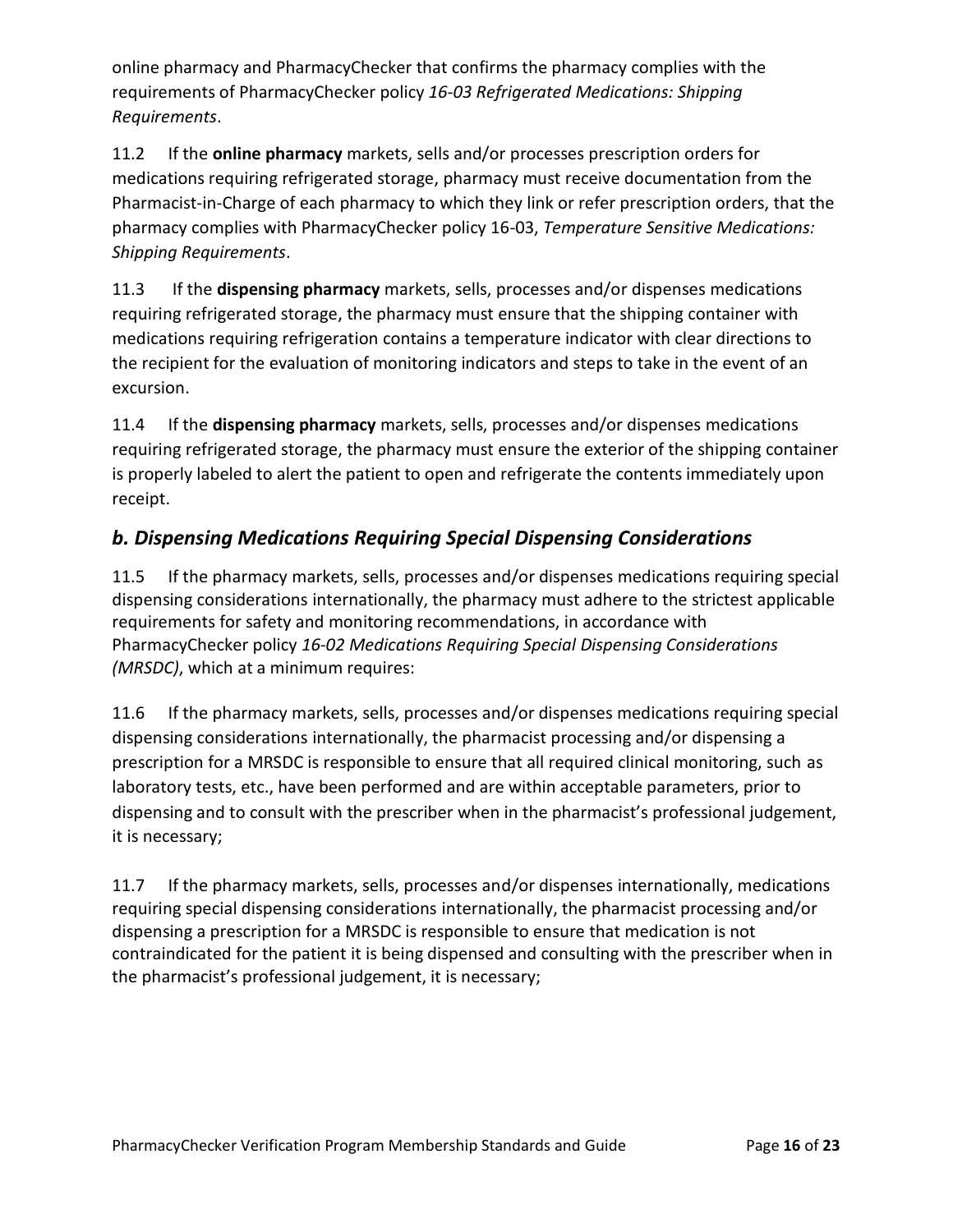online pharmacy and PharmacyChecker that confirms the pharmacy complies with the requirements of PharmacyChecker policy *16-03 Refrigerated Medications: Shipping Requirements*.

11.2 If the **online pharmacy** markets, sells and/or processes prescription orders for medications requiring refrigerated storage, pharmacy must receive documentation from the Pharmacist-in-Charge of each pharmacy to which they link or refer prescription orders, that the pharmacy complies with PharmacyChecker policy 16-03, *Temperature Sensitive Medications: Shipping Requirements*.

11.3 If the **dispensing pharmacy** markets, sells, processes and/or dispenses medications requiring refrigerated storage, the pharmacy must ensure that the shipping container with medications requiring refrigeration contains a temperature indicator with clear directions to the recipient for the evaluation of monitoring indicators and steps to take in the event of an excursion.

11.4 If the **dispensing pharmacy** markets, sells, processes and/or dispenses medications requiring refrigerated storage, the pharmacy must ensure the exterior of the shipping container is properly labeled to alert the patient to open and refrigerate the contents immediately upon receipt.

### *b. Dispensing Medications Requiring Special Dispensing Considerations*

11.5 If the pharmacy markets, sells, processes and/or dispenses medications requiring special dispensing considerations internationally, the pharmacy must adhere to the strictest applicable requirements for safety and monitoring recommendations, in accordance with PharmacyChecker policy *16-02 Medications Requiring Special Dispensing Considerations (MRSDC)*, which at a minimum requires:

11.6 If the pharmacy markets, sells, processes and/or dispenses medications requiring special dispensing considerations internationally, the pharmacist processing and/or dispensing a prescription for a MRSDC is responsible to ensure that all required clinical monitoring, such as laboratory tests, etc., have been performed and are within acceptable parameters, prior to dispensing and to consult with the prescriber when in the pharmacist's professional judgement, it is necessary;

11.7 If the pharmacy markets, sells, processes and/or dispenses internationally, medications requiring special dispensing considerations internationally, the pharmacist processing and/or dispensing a prescription for a MRSDC is responsible to ensure that medication is not contraindicated for the patient it is being dispensed and consulting with the prescriber when in the pharmacist's professional judgement, it is necessary;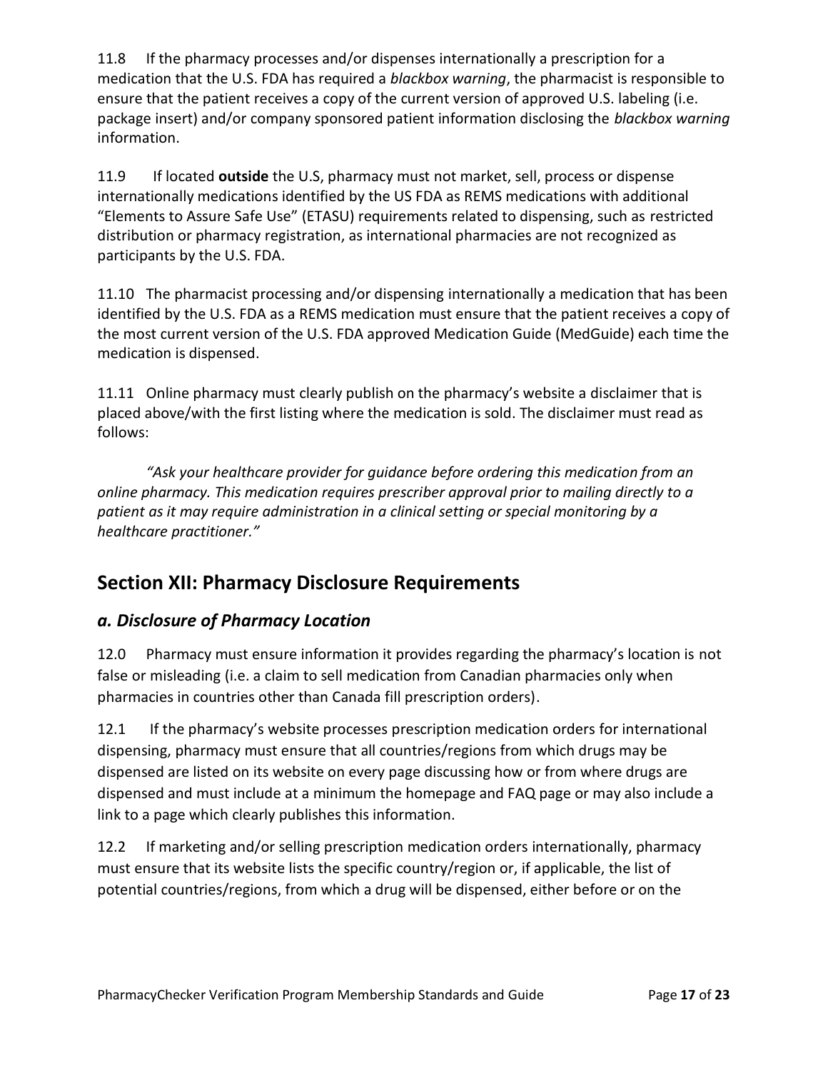11.8 If the pharmacy processes and/or dispenses internationally a prescription for a medication that the U.S. FDA has required a *blackbox warning*, the pharmacist is responsible to ensure that the patient receives a copy of the current version of approved U.S. labeling (i.e. package insert) and/or company sponsored patient information disclosing the *blackbox warning* information.

11.9 If located **outside** the U.S, pharmacy must not market, sell, process or dispense internationally medications identified by the US FDA as REMS medications with additional "Elements to Assure Safe Use" (ETASU) requirements related to dispensing, such as restricted distribution or pharmacy registration, as international pharmacies are not recognized as participants by the U.S. FDA.

11.10 The pharmacist processing and/or dispensing internationally a medication that has been identified by the U.S. FDA as a REMS medication must ensure that the patient receives a copy of the most current version of the U.S. FDA approved Medication Guide (MedGuide) each time the medication is dispensed.

11.11 Online pharmacy must clearly publish on the pharmacy's website a disclaimer that is placed above/with the first listing where the medication is sold. The disclaimer must read as follows:

> *"Ask your healthcare provider for guidance before ordering this medication from an online pharmacy. This medication requires prescriber approval prior to mailing directly to a patient as it may require administration in a clinical setting or special monitoring by a healthcare practitioner."*

## Section XII: Pharmacy Disclosure Requirements

### *a. Disclosure of Pharmacy Location*

12.0 Pharmacy must ensure information it provides regarding the pharmacy's location is not false or misleading (i.e. a claim to sell medication from Canadian pharmacies only when pharmacies in countries other than Canada fill prescription orders).

12.1 If the pharmacy's website processes prescription medication orders for international dispensing, pharmacy must ensure that all countries/regions from which drugs may be dispensed are listed on its website on every page discussing how or from where drugs are dispensed and must include at a minimum the homepage and FAQ page or may also include a link to a page which clearly publishes this information.

12.2 If marketing and/or selling prescription medication orders internationally, pharmacy must ensure that its website lists the specific country/region or, if applicable, the list of potential countries/regions, from which a drug will be dispensed, either before or on the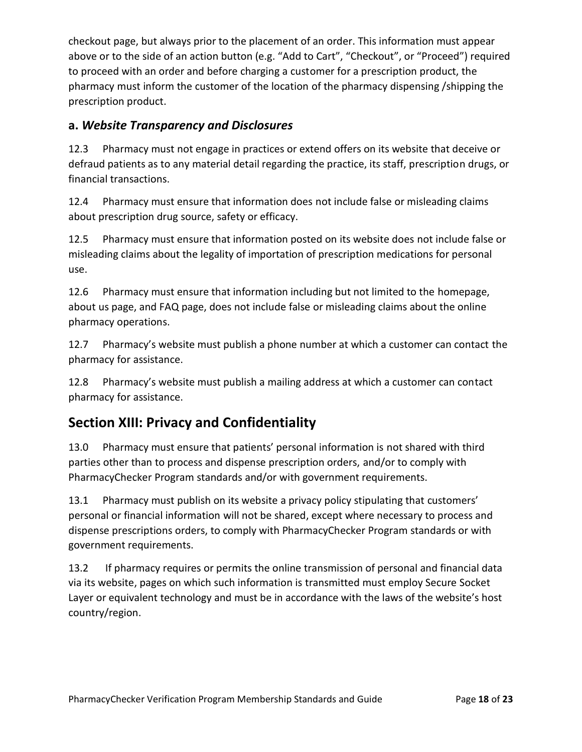checkout page, but always prior to the placement of an order. This information must appear above or to the side of an action button (e.g. “Add to Cart”, “Checkout”, or “Proceed”) required to proceed with an order and before charging a customer for a prescription product, the pharmacy must inform the customer of the location of the pharmacy dispensing /shipping the prescription product.

### a. *Website Transparency and Disclosures*

12.3 Pharmacy must not engage in practices or extend offers on its website that deceive or defraud patients as to any material detail regarding the practice, its staff, prescription drugs, or financial transactions.

12.4 Pharmacy must ensure that information does not include false or misleading claims about prescription drug source, safety or efficacy.

12.5 Pharmacy must ensure that information posted on its website does not include false or misleading claims about the legality of importation of prescription medications for personal use.

12.6 Pharmacy must ensure that information including but not limited to the homepage, about us page, and FAQ page, does not include false or misleading claims about the online pharmacy operations.

12.7 Pharmacy’s website must publish a phone number at which a customer can contact the pharmacy for assistance.

12.8 Pharmacy’s website must publish a mailing address at which a customer can contact pharmacy for assistance.

## Section XIII: Privacy and Confidentiality

13.0 Pharmacy must ensure that patients’ personal information is not shared with third parties other than to process and dispense prescription orders, and/or to comply with PharmacyChecker Program standards and/or with government requirements.

13.1 Pharmacy must publish on its website a privacy policy stipulating that customers’ personal or financial information will not be shared, except where necessary to process and dispense prescriptions orders, to comply with PharmacyChecker Program standards or with government requirements.

13.2 If pharmacy requires or permits the online transmission of personal and financial data via its website, pages on which such information is transmitted must employ Secure Socket Layer or equivalent technology and must be in accordance with the laws of the website’s host country/region.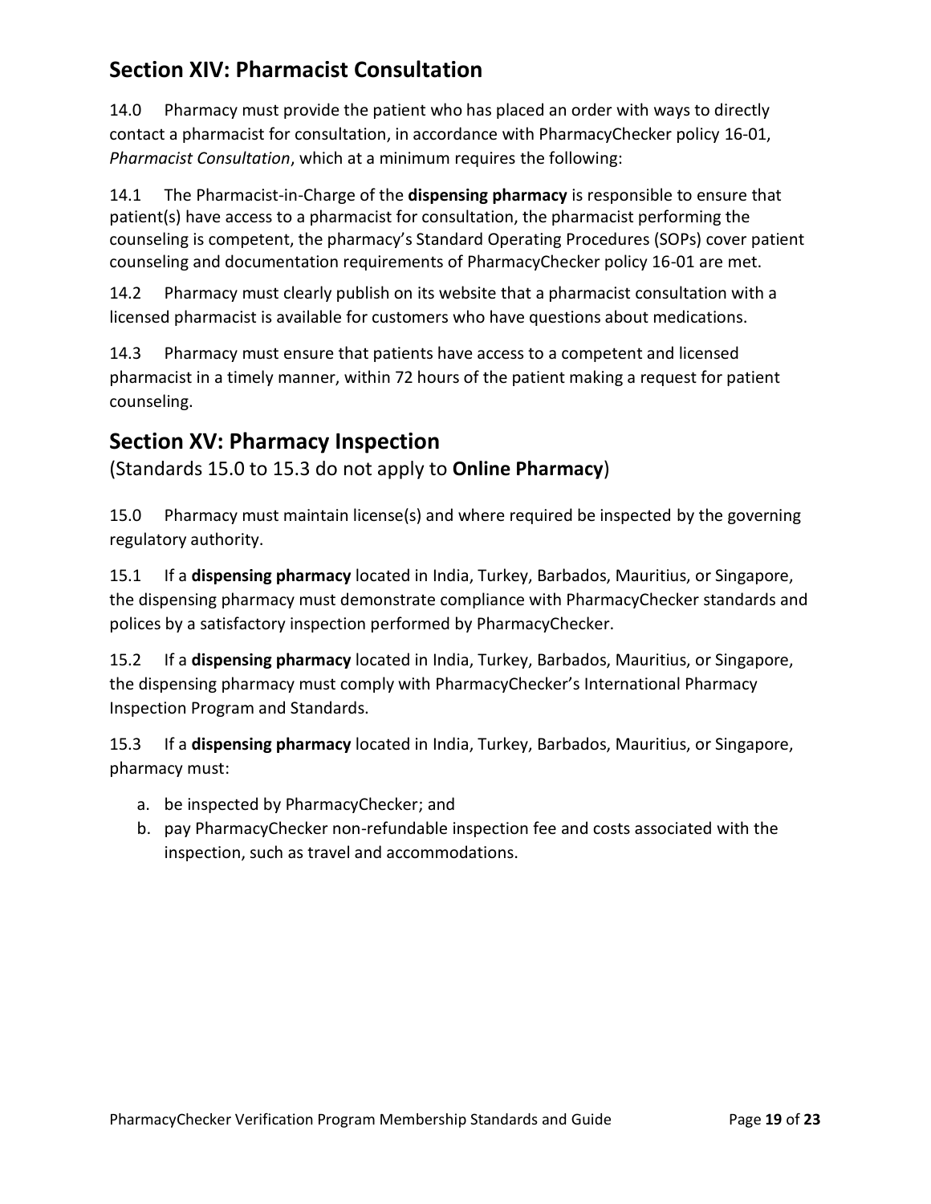## Section XIV: Pharmacist Consultation

14.0 Pharmacy must provide the patient who has placed an order with ways to directly contact a pharmacist for consultation, in accordance with PharmacyChecker policy 16-01, *Pharmacist Consultation*, which at a minimum requires the following:

14.1 The Pharmacist-in-Charge of the **dispensing pharmacy** is responsible to ensure that patient(s) have access to a pharmacist for consultation, the pharmacist performing the counseling is competent, the pharmacy's Standard Operating Procedures (SOPs) cover patient counseling and documentation requirements of PharmacyChecker policy 16-01 are met.

14.2 Pharmacy must clearly publish on its website that a pharmacist consultation with a licensed pharmacist is available for customers who have questions about medications.

14.3 Pharmacy must ensure that patients have access to a competent and licensed pharmacist in a timely manner, within 72 hours of the patient making a request for patient counseling.

## Section XV: Pharmacy Inspection

(Standards 15.0 to 15.3 do not apply to **Online Pharmacy**)

15.0 Pharmacy must maintain license(s) and where required be inspected by the governing regulatory authority.

15.1 If a **dispensing pharmacy** located in India, Turkey, Barbados, Mauritius, or Singapore, the dispensing pharmacy must demonstrate compliance with PharmacyChecker standards and polices by a satisfactory inspection performed by PharmacyChecker.

15.2 If a **dispensing pharmacy** located in India, Turkey, Barbados, Mauritius, or Singapore, the dispensing pharmacy must comply with PharmacyChecker's International Pharmacy Inspection Program and Standards.

15.3 If a **dispensing pharmacy** located in India, Turkey, Barbados, Mauritius, or Singapore, pharmacy must:

a. be inspected by PharmacyChecker; and
b. pay PharmacyChecker non-refundable inspection fee and costs associated with the inspection, such as travel and accommodations.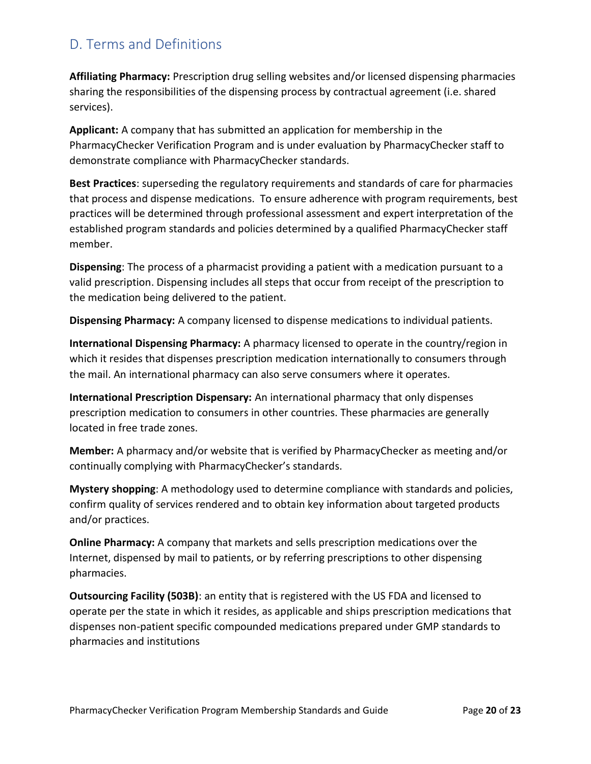## D. Terms and Definitions

**Affiliating Pharmacy:** Prescription drug selling websites and/or licensed dispensing pharmacies sharing the responsibilities of the dispensing process by contractual agreement (i.e. shared services).

**Applicant:** A company that has submitted an application for membership in the PharmacyChecker Verification Program and is under evaluation by PharmacyChecker staff to demonstrate compliance with PharmacyChecker standards.

**Best Practices**: superseding the regulatory requirements and standards of care for pharmacies that process and dispense medications. To ensure adherence with program requirements, best practices will be determined through professional assessment and expert interpretation of the established program standards and policies determined by a qualified PharmacyChecker staff member.

**Dispensing**: The process of a pharmacist providing a patient with a medication pursuant to a valid prescription. Dispensing includes all steps that occur from receipt of the prescription to the medication being delivered to the patient.

**Dispensing Pharmacy:** A company licensed to dispense medications to individual patients.

**International Dispensing Pharmacy:** A pharmacy licensed to operate in the country/region in which it resides that dispenses prescription medication internationally to consumers through the mail. An international pharmacy can also serve consumers where it operates.

**International Prescription Dispensary:** An international pharmacy that only dispenses prescription medication to consumers in other countries. These pharmacies are generally located in free trade zones.

**Member:** A pharmacy and/or website that is verified by PharmacyChecker as meeting and/or continually complying with PharmacyChecker's standards.

**Mystery shopping**: A methodology used to determine compliance with standards and policies, confirm quality of services rendered and to obtain key information about targeted products and/or practices.

**Online Pharmacy:** A company that markets and sells prescription medications over the Internet, dispensed by mail to patients, or by referring prescriptions to other dispensing pharmacies.

**Outsourcing Facility (503B)**: an entity that is registered with the US FDA and licensed to operate per the state in which it resides, as applicable and ships prescription medications that dispenses non-patient specific compounded medications prepared under GMP standards to pharmacies and institutions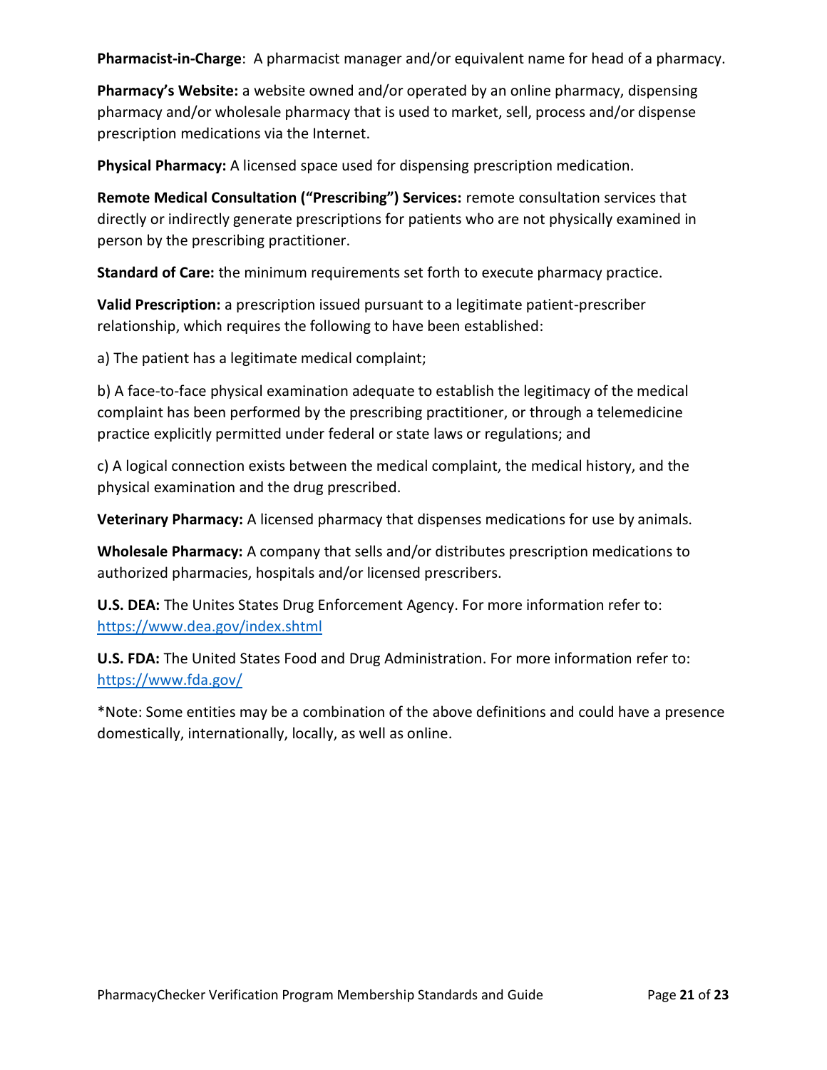**Pharmacist-in-Charge**: A pharmacist manager and/or equivalent name for head of a pharmacy.

**Pharmacy's Website:** a website owned and/or operated by an online pharmacy, dispensing pharmacy and/or wholesale pharmacy that is used to market, sell, process and/or dispense prescription medications via the Internet.

**Physical Pharmacy:** A licensed space used for dispensing prescription medication.

**Remote Medical Consultation ("Prescribing") Services:** remote consultation services that directly or indirectly generate prescriptions for patients who are not physically examined in person by the prescribing practitioner.

**Standard of Care:** the minimum requirements set forth to execute pharmacy practice.

**Valid Prescription:** a prescription issued pursuant to a legitimate patient-prescriber relationship, which requires the following to have been established:

a) The patient has a legitimate medical complaint;

b) A face-to-face physical examination adequate to establish the legitimacy of the medical complaint has been performed by the prescribing practitioner, or through a telemedicine practice explicitly permitted under federal or state laws or regulations; and

c) A logical connection exists between the medical complaint, the medical history, and the physical examination and the drug prescribed.

**Veterinary Pharmacy:** A licensed pharmacy that dispenses medications for use by animals.

**Wholesale Pharmacy:** A company that sells and/or distributes prescription medications to authorized pharmacies, hospitals and/or licensed prescribers.

**U.S. DEA:** The Unites States Drug Enforcement Agency. For more information refer to: https://www.dea.gov/index.shtml

**U.S. FDA:** The United States Food and Drug Administration. For more information refer to: https://www.fda.gov/

*Note: Some entities may be a combination of the above definitions and could have a presence domestically, internationally, locally, as well as online.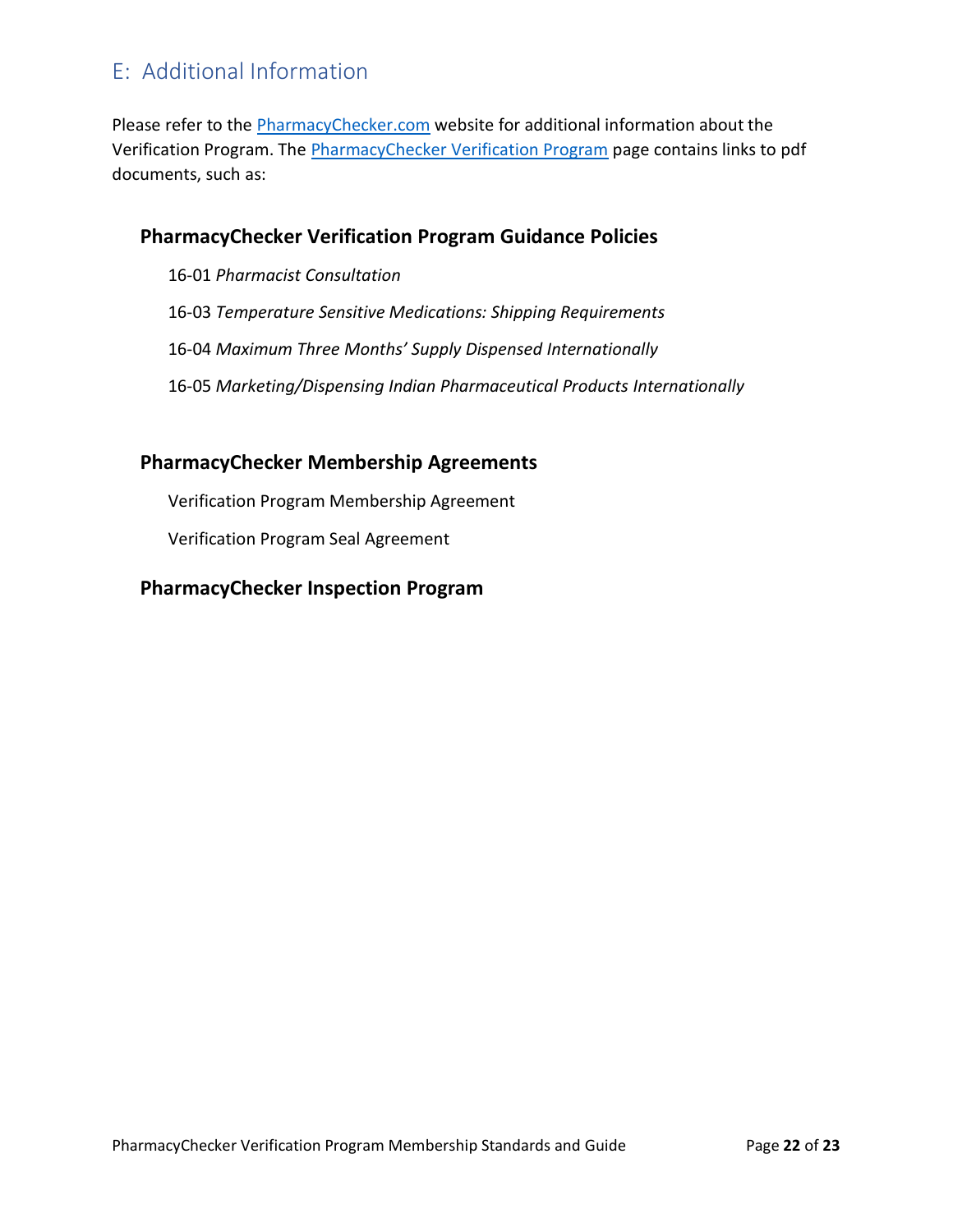## E: Additional Information

Please refer to the PharmacyChecker.com website for additional information about the Verification Program. The PharmacyChecker Verification Program page contains links to pdf documents, such as:

### PharmacyChecker Verification Program Guidance Policies

16-01 *Pharmacist Consultation*

16-03 *Temperature Sensitive Medications: Shipping Requirements*

16-04 *Maximum Three Months' Supply Dispensed Internationally*

16-05 *Marketing/Dispensing Indian Pharmaceutical Products Internationally*

### PharmacyChecker Membership Agreements

Verification Program Membership Agreement

Verification Program Seal Agreement

### PharmacyChecker Inspection Program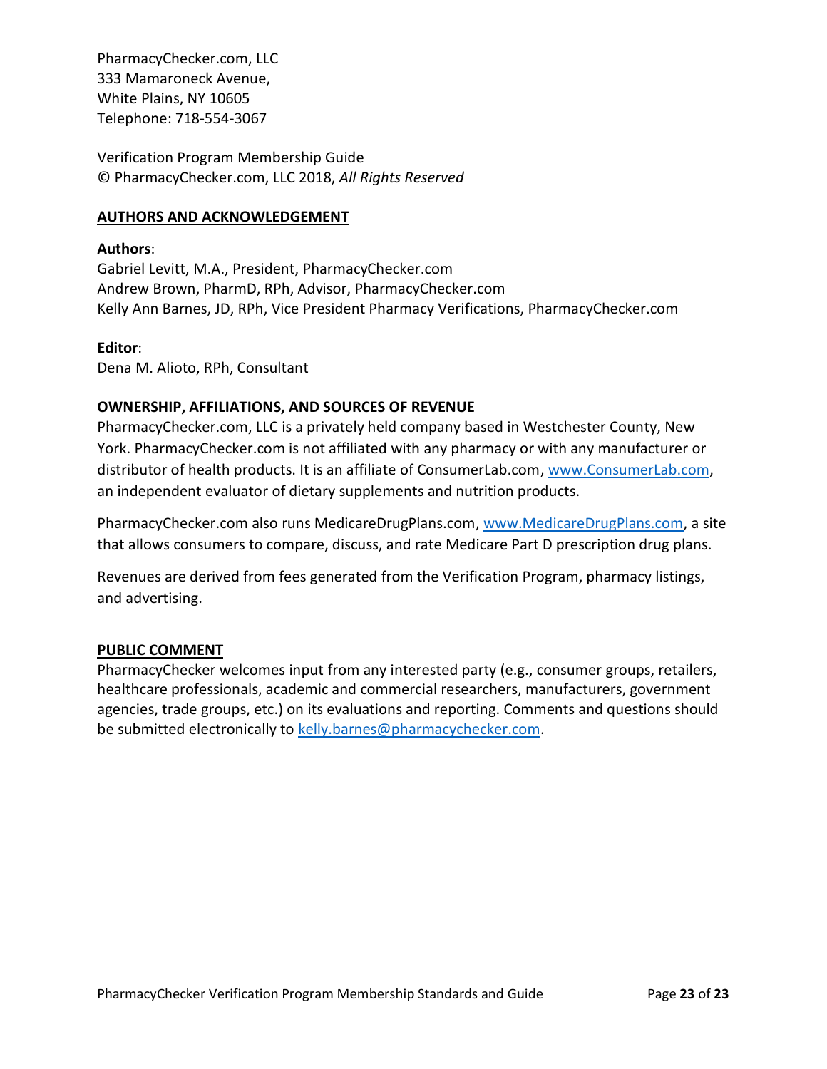PharmacyChecker.com, LLC
333 Mamaroneck Avenue,
White Plains, NY 10605
Telephone: 718-554-3067

Verification Program Membership Guide
© PharmacyChecker.com, LLC 2018, *All Rights Reserved*

## AUTHORS AND ACKNOWLEDGEMENT

**Authors**:
Gabriel Levitt, M.A., President, PharmacyChecker.com
Andrew Brown, PharmD, RPh, Advisor, PharmacyChecker.com
Kelly Ann Barnes, JD, RPh, Vice President Pharmacy Verifications, PharmacyChecker.com

**Editor**:
Dena M. Alioto, RPh, Consultant

## OWNERSHIP, AFFILIATIONS, AND SOURCES OF REVENUE

PharmacyChecker.com, LLC is a privately held company based in Westchester County, New York. PharmacyChecker.com is not affiliated with any pharmacy or with any manufacturer or distributor of health products. It is an affiliate of ConsumerLab.com, www.ConsumerLab.com, an independent evaluator of dietary supplements and nutrition products.

PharmacyChecker.com also runs MedicareDrugPlans.com, www.MedicareDrugPlans.com, a site that allows consumers to compare, discuss, and rate Medicare Part D prescription drug plans.

Revenues are derived from fees generated from the Verification Program, pharmacy listings, and advertising.

## PUBLIC COMMENT

PharmacyChecker welcomes input from any interested party (e.g., consumer groups, retailers, healthcare professionals, academic and commercial researchers, manufacturers, government agencies, trade groups, etc.) on its evaluations and reporting. Comments and questions should be submitted electronically to kelly.barnes@pharmacychecker.com.